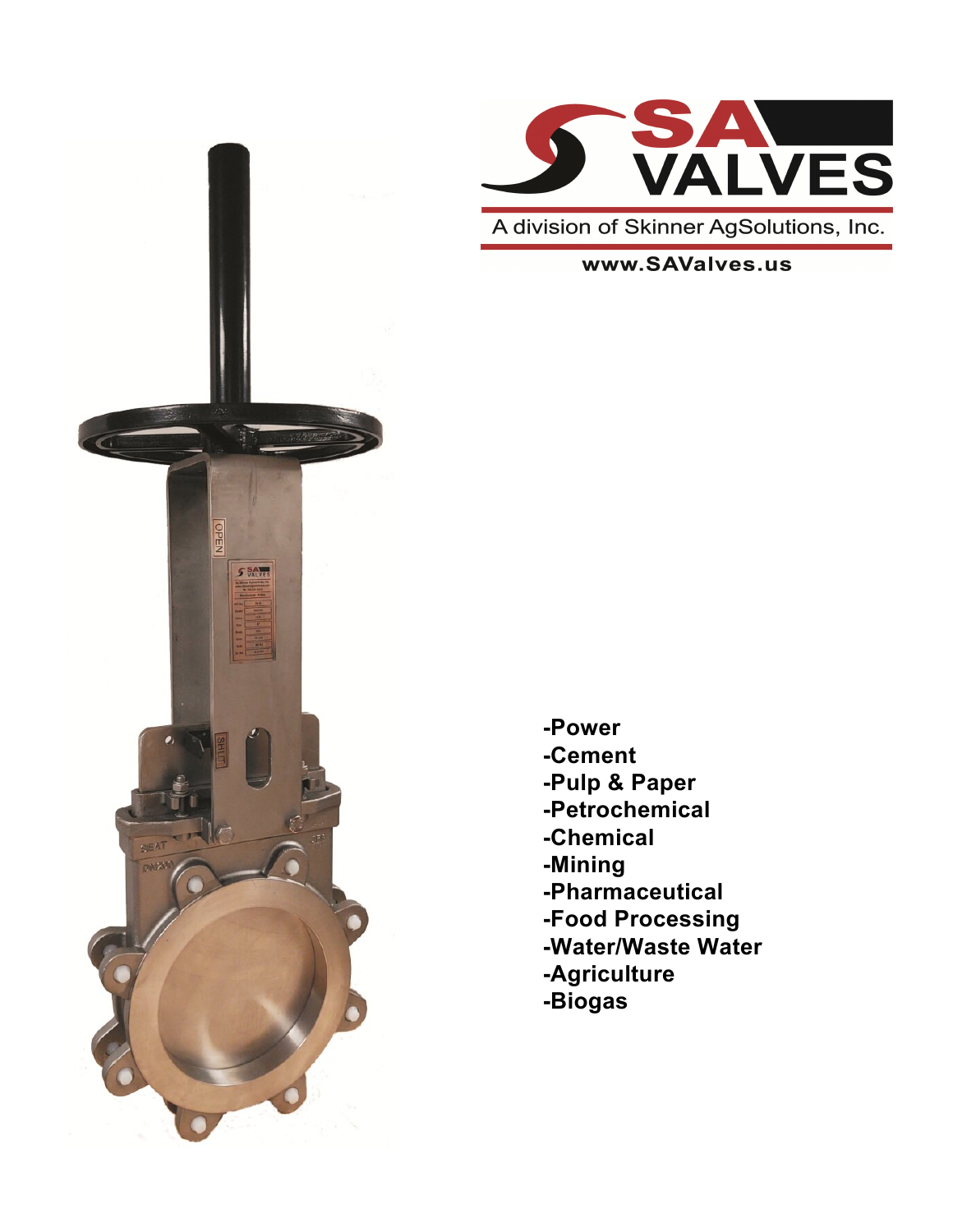# SA VALVES

A division of Skinner AgSolutions, Inc.

**www.SAValves.us**

- **Power**
- **Cement**
- **Pulp & Paper**
- **Petrochemical**
- **Chemical**
- **Mining**
- **Pharmaceutical**
- **Food Processing**
- **Water/Waste Water**
- **Agriculture**
- **Biogas**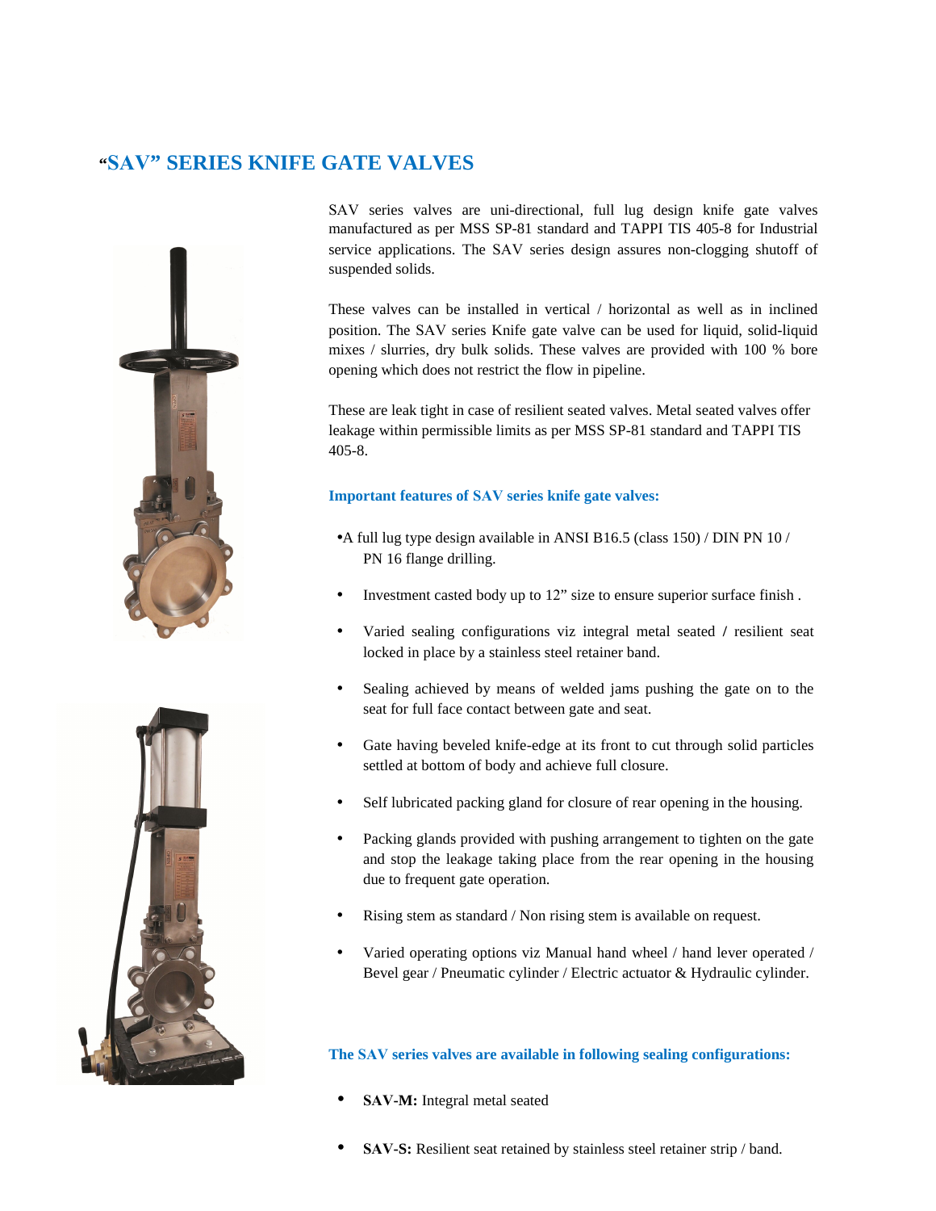# "SAV" SERIES KNIFE GATE VALVES

SAV series valves are uni-directional, full lug design knife gate valves manufactured as per MSS SP-81 standard and TAPPI TIS 405-8 for Industrial service applications. The SAV series design assures non-clogging shutoff of suspended solids.

These valves can be installed in vertical / horizontal as well as in inclined position. The SAV series Knife gate valve can be used for liquid, solid-liquid mixes / slurries, dry bulk solids. These valves are provided with 100 % bore opening which does not restrict the flow in pipeline.

These are leak tight in case of resilient seated valves. Metal seated valves offer leakage within permissible limits as per MSS SP-81 standard and TAPPI TIS 405-8.

### Important features of SAV series knife gate valves:

- A full lug type design available in ANSI B16.5 (class 150) / DIN PN 10 / PN 16 flange drilling.
- Investment casted body up to 12" size to ensure superior surface finish .
- Varied sealing configurations viz integral metal seated / resilient seat locked in place by a stainless steel retainer band.
- Sealing achieved by means of welded jams pushing the gate on to the seat for full face contact between gate and seat.
- Gate having beveled knife-edge at its front to cut through solid particles settled at bottom of body and achieve full closure.
- Self lubricated packing gland for closure of rear opening in the housing.
- Packing glands provided with pushing arrangement to tighten on the gate and stop the leakage taking place from the rear opening in the housing due to frequent gate operation.
- Rising stem as standard / Non rising stem is available on request.
- Varied operating options viz Manual hand wheel / hand lever operated / Bevel gear / Pneumatic cylinder / Electric actuator & Hydraulic cylinder.

### The SAV series valves are available in following sealing configurations:

- **SAV-M:** Integral metal seated
- **SAV-S:** Resilient seat retained by stainless steel retainer strip / band.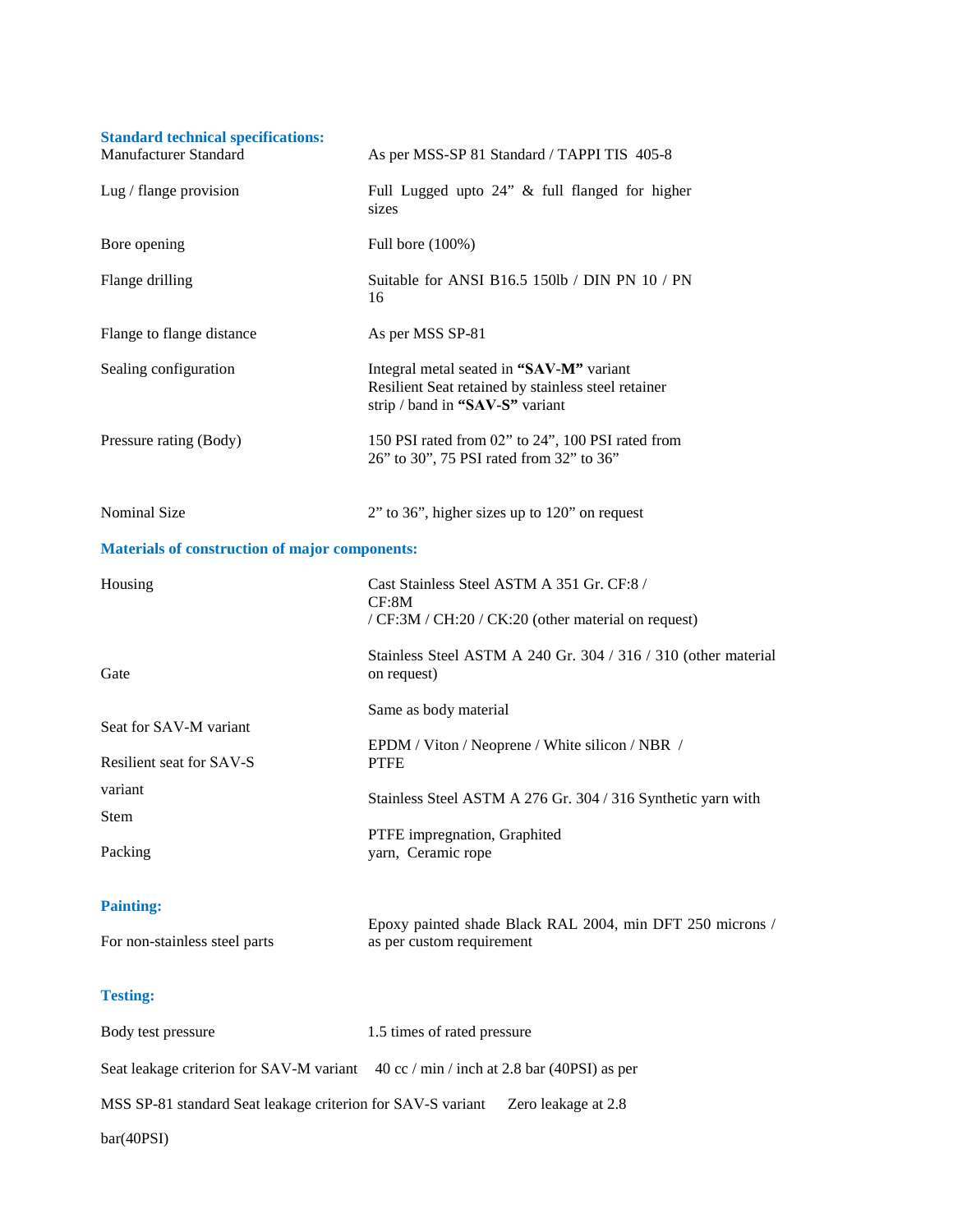### Standard technical specifications:

| | |
|---|---|
| Manufacturer Standard | As per MSS-SP 81 Standard / TAPPI TIS 405-8 |
| Lug / flange provision | Full Lugged upto 24" & full flanged for higher sizes |
| Bore opening | Full bore (100%) |
| Flange drilling | Suitable for ANSI B16.5 150lb / DIN PN 10 / PN 16 |
| Flange to flange distance | As per MSS SP-81 |
| Sealing configuration | Integral metal seated in **"SAV-M"** variant<br>Resilient Seat retained by stainless steel retainer strip / band in **"SAV-S"** variant |
| Pressure rating (Body) | 150 PSI rated from 02" to 24", 100 PSI rated from 26" to 30", 75 PSI rated from 32" to 36" |
| Nominal Size | 2" to 36", higher sizes up to 120" on request |

### Materials of construction of major components:

| | |
|---|---|
| Housing | Cast Stainless Steel ASTM A 351 Gr. CF:8 / CF:8M / CF:3M / CH:20 / CK:20 (other material on request) |
| Gate | Stainless Steel ASTM A 240 Gr. 304 / 316 / 310 (other material on request) |
| Seat for SAV-M variant | Same as body material |
| Resilient seat for SAV-S variant | EPDM / Viton / Neoprene / White silicon / NBR / PTFE |
| Stem | Stainless Steel ASTM A 276 Gr. 304 / 316 |
| Packing | Synthetic yarn with PTFE impregnation, Graphited yarn, Ceramic rope |

### Painting:

| | |
|---|---|
| For non-stainless steel parts | Epoxy painted shade Black RAL 2004, min DFT 250 microns / as per custom requirement |

### Testing:

| | |
|---|---|
| Body test pressure | 1.5 times of rated pressure |
| Seat leakage criterion for SAV-M variant | 40 cc / min / inch at 2.8 bar (40PSI) as per MSS SP-81 standard |
| Seat leakage criterion for SAV-S variant | Zero leakage at 2.8 bar(40PSI) |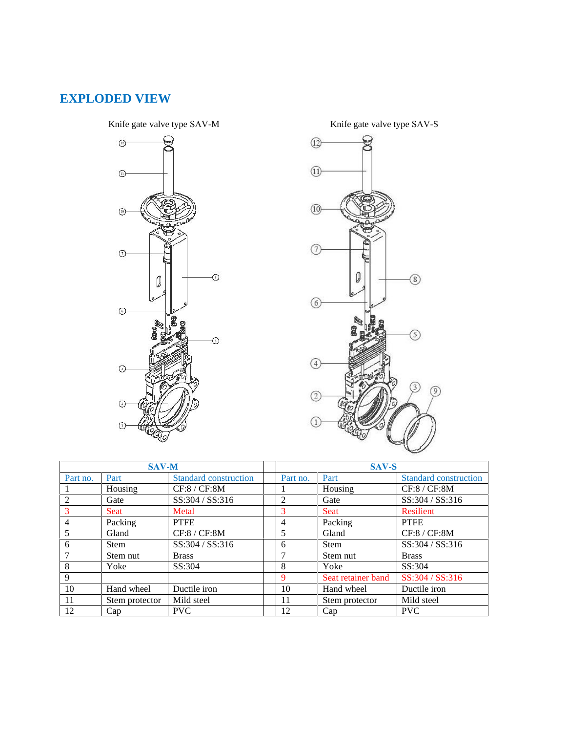## EXPLODED VIEW

Knife gate valve type SAV-M

Knife gate valve type SAV-S

| SAV-M | | | | SAV-S | | |
|---|---|---|---|---|---|---|
| Part no. | Part | Standard construction | | Part no. | Part | Standard construction |
| 1 | Housing | CF:8 / CF:8M | | 1 | Housing | CF:8 / CF:8M |
| 2 | Gate | SS:304 / SS:316 | | 2 | Gate | SS:304 / SS:316 |
| 3 | Seat | Metal | | 3 | Seat | Resilient |
| 4 | Packing | PTFE | | 4 | Packing | PTFE |
| 5 | Gland | CF:8 / CF:8M | | 5 | Gland | CF:8 / CF:8M |
| 6 | Stem | SS:304 / SS:316 | | 6 | Stem | SS:304 / SS:316 |
| 7 | Stem nut | Brass | | 7 | Stem nut | Brass |
| 8 | Yoke | SS:304 | | 8 | Yoke | SS:304 |
| 9 | | | | 9 | Seat retainer band | SS:304 / SS:316 |
| 10 | Hand wheel | Ductile iron | | 10 | Hand wheel | Ductile iron |
| 11 | Stem protector | Mild steel | | 11 | Stem protector | Mild steel |
| 12 | Cap | PVC | | 12 | Cap | PVC |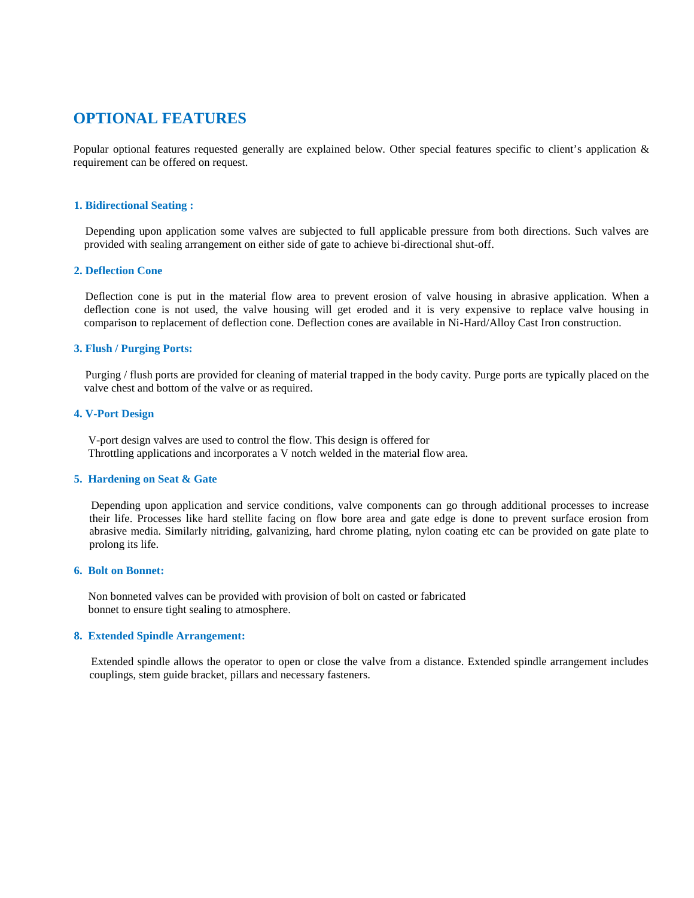# OPTIONAL FEATURES

Popular optional features requested generally are explained below. Other special features specific to client's application & requirement can be offered on request.

### 1. Bidirectional Seating :

Depending upon application some valves are subjected to full applicable pressure from both directions. Such valves are provided with sealing arrangement on either side of gate to achieve bi-directional shut-off.

### 2. Deflection Cone

Deflection cone is put in the material flow area to prevent erosion of valve housing in abrasive application. When a deflection cone is not used, the valve housing will get eroded and it is very expensive to replace valve housing in comparison to replacement of deflection cone. Deflection cones are available in Ni-Hard/Alloy Cast Iron construction.

### 3. Flush / Purging Ports:

Purging / flush ports are provided for cleaning of material trapped in the body cavity. Purge ports are typically placed on the valve chest and bottom of the valve or as required.

### 4. V-Port Design

V-port design valves are used to control the flow. This design is offered for Throttling applications and incorporates a V notch welded in the material flow area.

### 5. Hardening on Seat & Gate

Depending upon application and service conditions, valve components can go through additional processes to increase their life. Processes like hard stellite facing on flow bore area and gate edge is done to prevent surface erosion from abrasive media. Similarly nitriding, galvanizing, hard chrome plating, nylon coating etc can be provided on gate plate to prolong its life.

### 6. Bolt on Bonnet:

Non bonneted valves can be provided with provision of bolt on casted or fabricated bonnet to ensure tight sealing to atmosphere.

### 8. Extended Spindle Arrangement:

Extended spindle allows the operator to open or close the valve from a distance. Extended spindle arrangement includes couplings, stem guide bracket, pillars and necessary fasteners.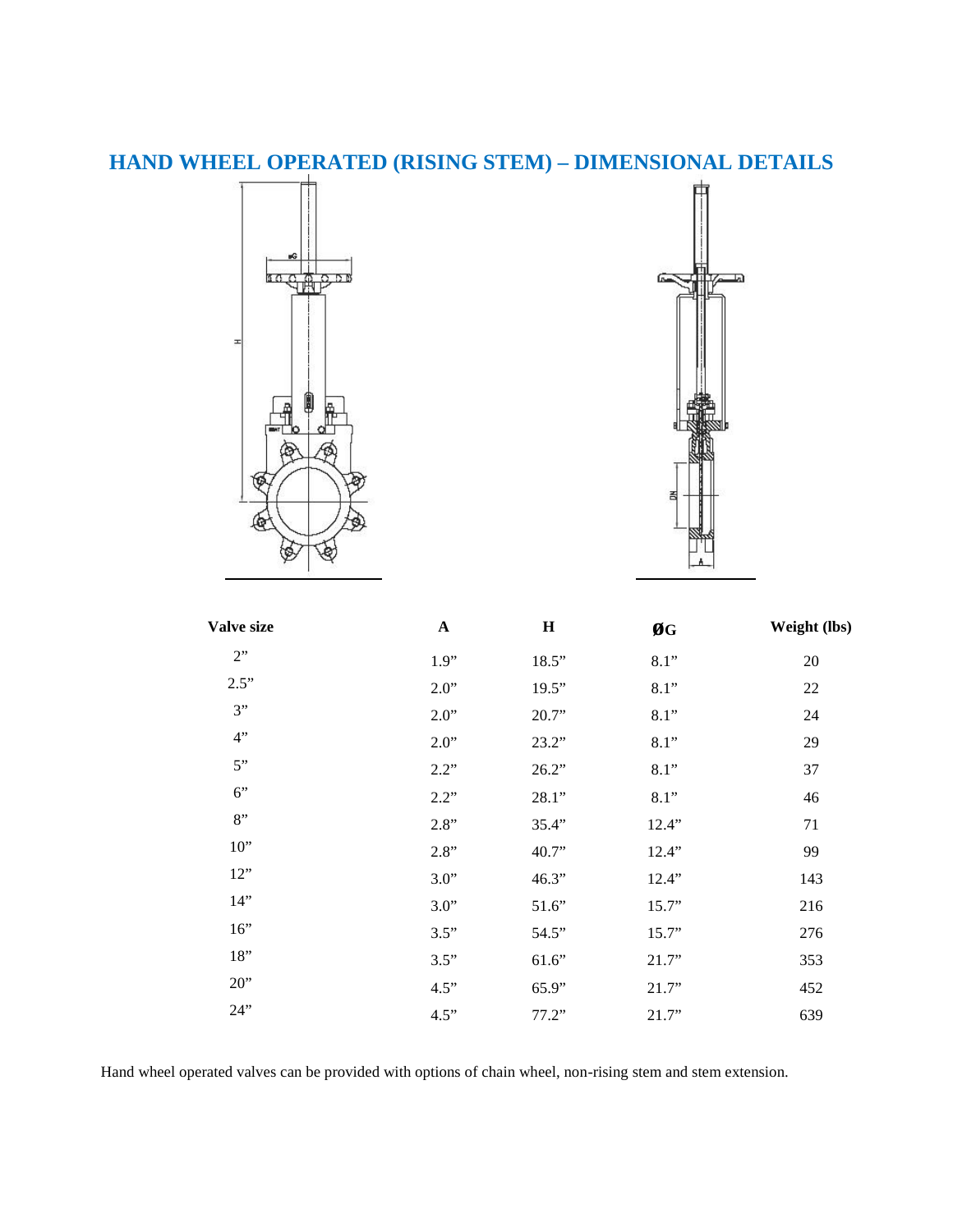# HAND WHEEL OPERATED (RISING STEM) – DIMENSIONAL DETAILS

| Valve size | A | H | ØG | Weight (lbs) |
|---|---|---|---|---|
| 2” | 1.9” | 18.5” | 8.1” | 20 |
| 2.5” | 2.0” | 19.5” | 8.1” | 22 |
| 3” | 2.0” | 20.7” | 8.1” | 24 |
| 4” | 2.0” | 23.2” | 8.1” | 29 |
| 5” | 2.2” | 26.2” | 8.1” | 37 |
| 6” | 2.2” | 28.1” | 8.1” | 46 |
| 8” | 2.8” | 35.4” | 12.4” | 71 |
| 10” | 2.8” | 40.7” | 12.4” | 99 |
| 12” | 3.0” | 46.3” | 12.4” | 143 |
| 14” | 3.0” | 51.6” | 15.7” | 216 |
| 16” | 3.5” | 54.5” | 15.7” | 276 |
| 18” | 3.5” | 61.6” | 21.7” | 353 |
| 20” | 4.5” | 65.9” | 21.7” | 452 |
| 24” | 4.5” | 77.2” | 21.7” | 639 |

Hand wheel operated valves can be provided with options of chain wheel, non-rising stem and stem extension.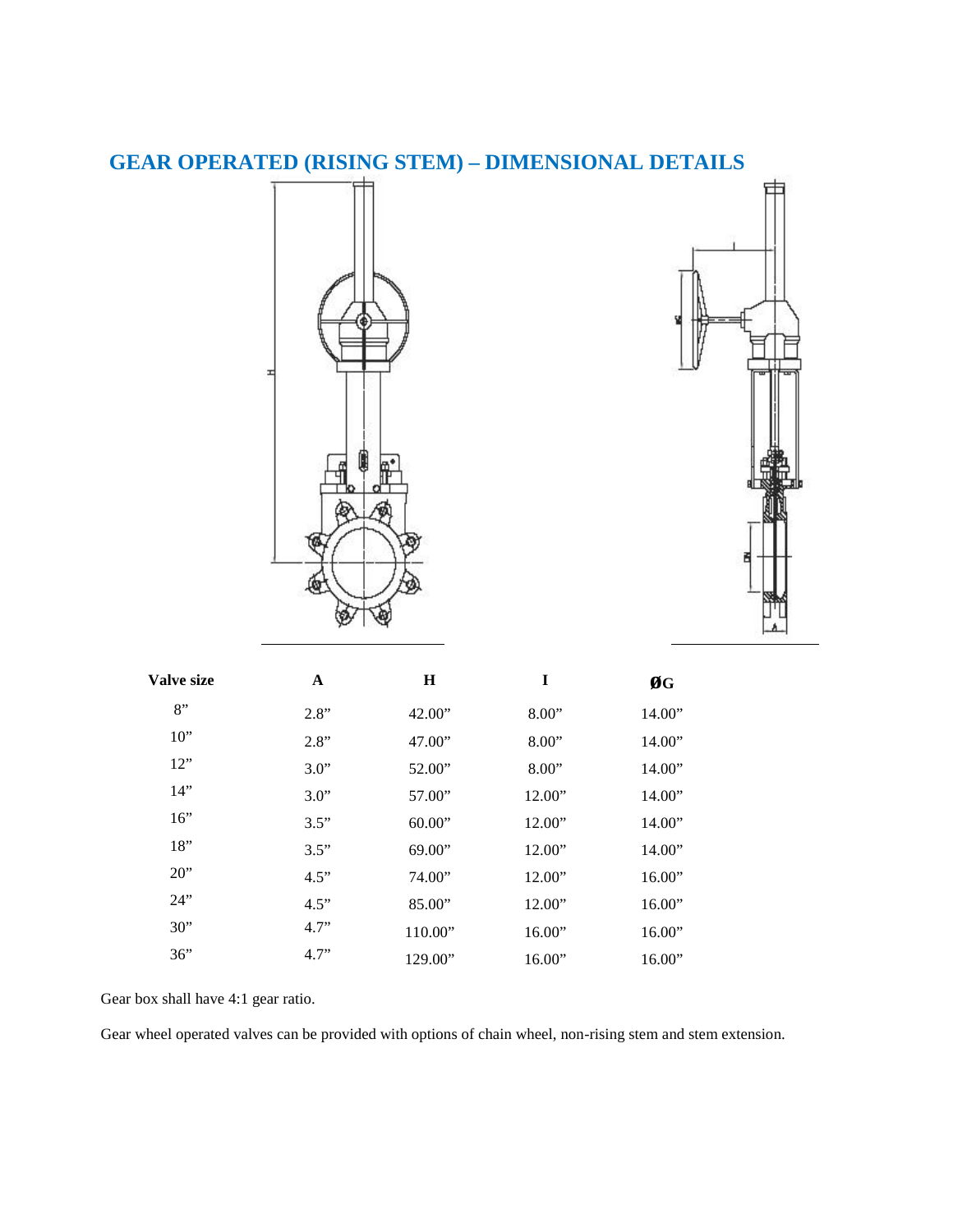## GEAR OPERATED (RISING STEM) – DIMENSIONAL DETAILS

| Valve size | A | H | I | ØG |
|---|---|---|---|---|
| 8” | 2.8” | 42.00” | 8.00” | 14.00” |
| 10” | 2.8” | 47.00” | 8.00” | 14.00” |
| 12” | 3.0” | 52.00” | 8.00” | 14.00” |
| 14” | 3.0” | 57.00” | 12.00” | 14.00” |
| 16” | 3.5” | 60.00” | 12.00” | 14.00” |
| 18” | 3.5” | 69.00” | 12.00” | 14.00” |
| 20” | 4.5” | 74.00” | 12.00” | 16.00” |
| 24” | 4.5” | 85.00” | 12.00” | 16.00” |
| 30” | 4.7” | 110.00” | 16.00” | 16.00” |
| 36” | 4.7” | 129.00” | 16.00” | 16.00” |

Gear box shall have 4:1 gear ratio.

Gear wheel operated valves can be provided with options of chain wheel, non-rising stem and stem extension.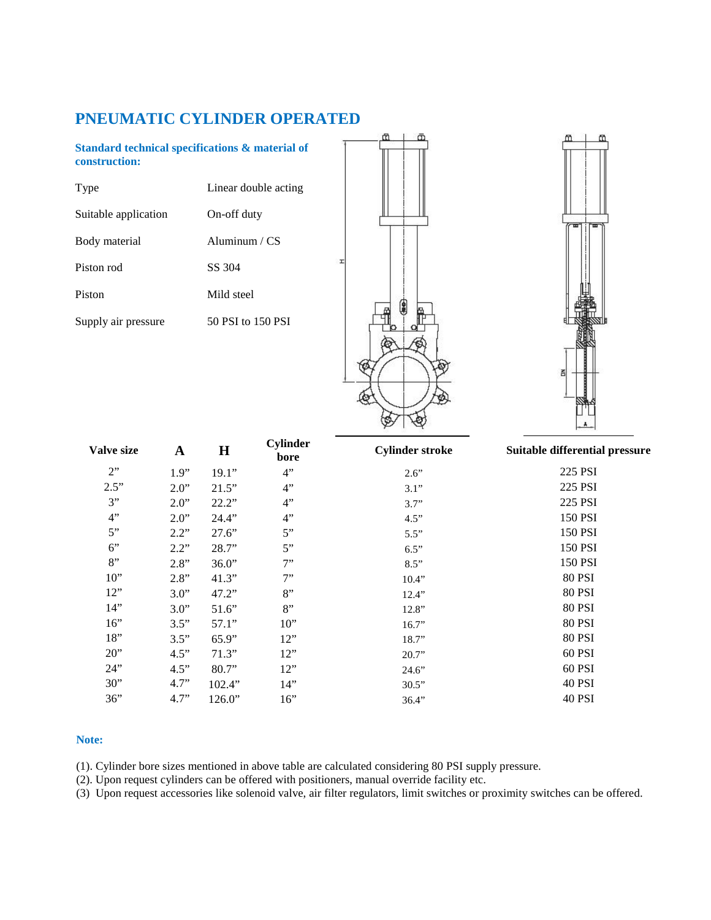# PNEUMATIC CYLINDER OPERATED

### Standard technical specifications & material of construction:

| | |
|---|---|
| Type | Linear double acting |
| Suitable application | On-off duty |
| Body material | Aluminum / CS |
| Piston rod | SS 304 |
| Piston | Mild steel |
| Supply air pressure | 50 PSI to 150 PSI |

| Valve size | A | H | Cylinder bore | Cylinder stroke | Suitable differential pressure |
|---|---|---|---|---|---|
| 2” | 1.9” | 19.1” | 4” | 2.6” | 225 PSI |
| 2.5” | 2.0” | 21.5” | 4” | 3.1” | 225 PSI |
| 3” | 2.0” | 22.2” | 4” | 3.7” | 225 PSI |
| 4” | 2.0” | 24.4” | 4” | 4.5” | 150 PSI |
| 5” | 2.2” | 27.6” | 5” | 5.5” | 150 PSI |
| 6” | 2.2” | 28.7” | 5” | 6.5” | 150 PSI |
| 8” | 2.8” | 36.0” | 7” | 8.5” | 150 PSI |
| 10” | 2.8” | 41.3” | 7” | 10.4” | 80 PSI |
| 12” | 3.0” | 47.2” | 8” | 12.4” | 80 PSI |
| 14” | 3.0” | 51.6” | 8” | 12.8” | 80 PSI |
| 16” | 3.5” | 57.1” | 10” | 16.7” | 80 PSI |
| 18” | 3.5” | 65.9” | 12” | 18.7” | 80 PSI |
| 20” | 4.5” | 71.3” | 12” | 20.7” | 60 PSI |
| 24” | 4.5” | 80.7” | 12” | 24.6” | 60 PSI |
| 30” | 4.7” | 102.4” | 14” | 30.5” | 40 PSI |
| 36” | 4.7” | 126.0” | 16” | 36.4” | 40 PSI |

**Note:**

(1). Cylinder bore sizes mentioned in above table are calculated considering 80 PSI supply pressure.
(2). Upon request cylinders can be offered with positioners, manual override facility etc.
(3) Upon request accessories like solenoid valve, air filter regulators, limit switches or proximity switches can be offered.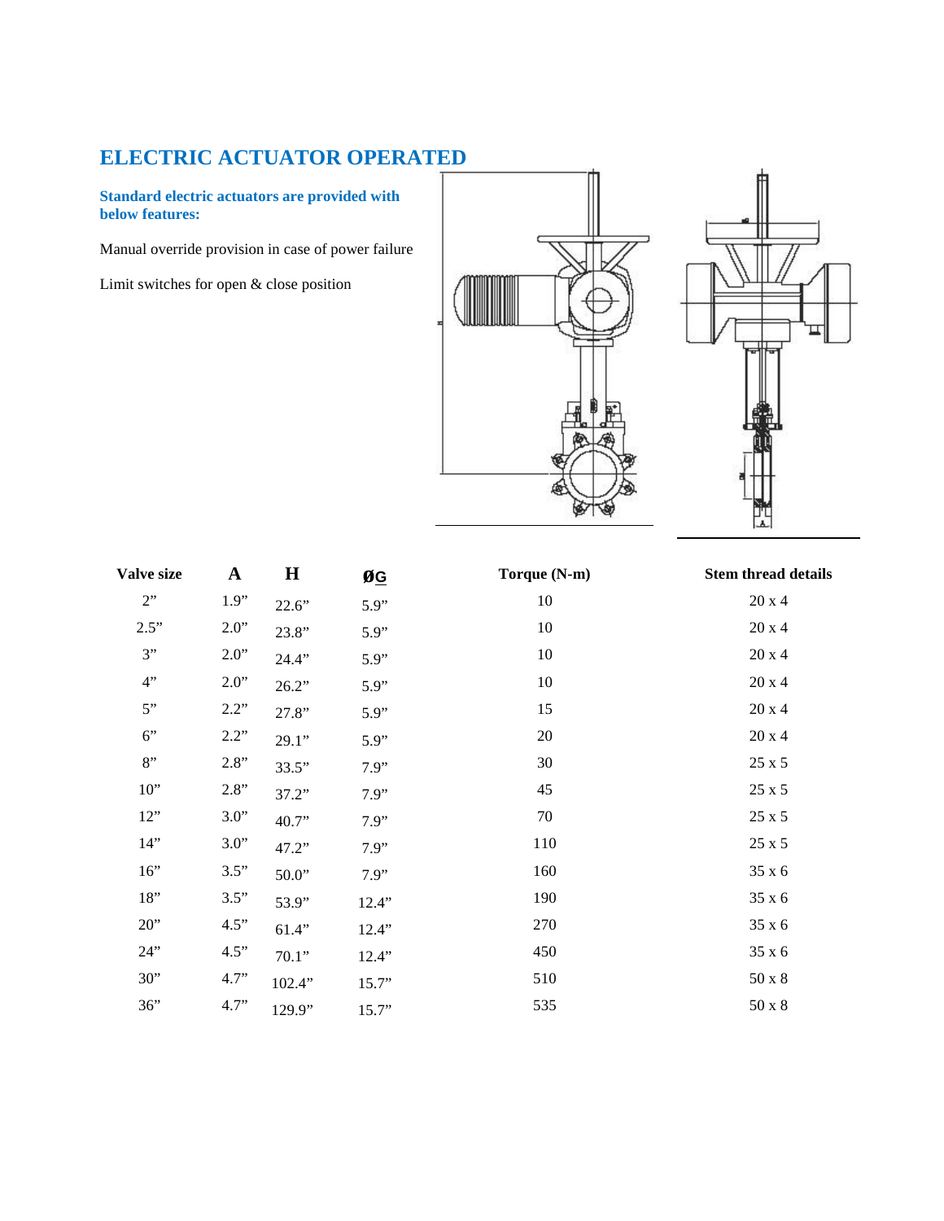# ELECTRIC ACTUATOR OPERATED

**Standard electric actuators are provided with below features:**

Manual override provision in case of power failure

Limit switches for open & close position

| Valve size | A | H | ØG | Torque (N-m) | Stem thread details |
|---|---|---|---|---|---|
| 2" | 1.9" | 22.6" | 5.9" | 10 | 20 x 4 |
| 2.5" | 2.0" | 23.8" | 5.9" | 10 | 20 x 4 |
| 3" | 2.0" | 24.4" | 5.9" | 10 | 20 x 4 |
| 4" | 2.0" | 26.2" | 5.9" | 10 | 20 x 4 |
| 5" | 2.2" | 27.8" | 5.9" | 15 | 20 x 4 |
| 6" | 2.2" | 29.1" | 5.9" | 20 | 20 x 4 |
| 8" | 2.8" | 33.5" | 7.9" | 30 | 25 x 5 |
| 10" | 2.8" | 37.2" | 7.9" | 45 | 25 x 5 |
| 12" | 3.0" | 40.7" | 7.9" | 70 | 25 x 5 |
| 14" | 3.0" | 47.2" | 7.9" | 110 | 25 x 5 |
| 16" | 3.5" | 50.0" | 7.9" | 160 | 35 x 6 |
| 18" | 3.5" | 53.9" | 12.4" | 190 | 35 x 6 |
| 20" | 4.5" | 61.4" | 12.4" | 270 | 35 x 6 |
| 24" | 4.5" | 70.1" | 12.4" | 450 | 35 x 6 |
| 30" | 4.7" | 102.4" | 15.7" | 510 | 50 x 8 |
| 36" | 4.7" | 129.9" | 15.7" | 535 | 50 x 8 |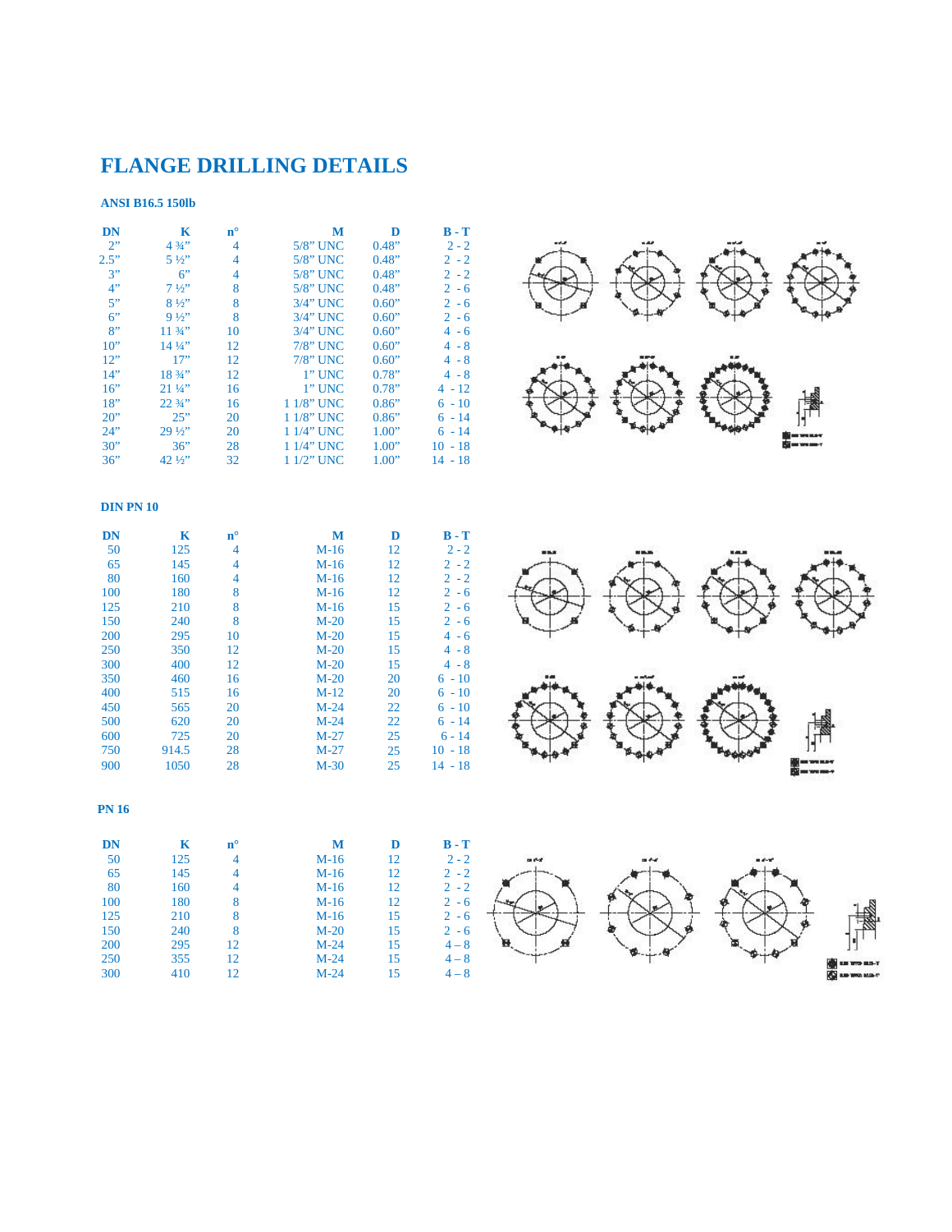# FLANGE DRILLING DETAILS

### ANSI B16.5 150lb

| DN | K | n° | M | D | B - T |
|---|---|---|---|---|---|
| 2” | 4 ¾” | 4 | 5/8” UNC | 0.48” | 2 - 2 |
| 2.5” | 5 ½” | 4 | 5/8” UNC | 0.48” | 2 - 2 |
| 3” | 6” | 4 | 5/8” UNC | 0.48” | 2 - 2 |
| 4” | 7 ½” | 8 | 5/8” UNC | 0.48” | 2 - 6 |
| 5” | 8 ½” | 8 | 3/4” UNC | 0.60” | 2 - 6 |
| 6” | 9 ½” | 8 | 3/4” UNC | 0.60” | 2 - 6 |
| 8” | 11 ¾” | 10 | 3/4” UNC | 0.60” | 4 - 6 |
| 10” | 14 ¼” | 12 | 7/8” UNC | 0.60” | 4 - 8 |
| 12” | 17” | 12 | 7/8” UNC | 0.60” | 4 - 8 |
| 14” | 18 ¾” | 12 | 1” UNC | 0.78” | 4 - 8 |
| 16” | 21 ¼” | 16 | 1” UNC | 0.78” | 4 - 12 |
| 18” | 22 ¾” | 16 | 1 1/8” UNC | 0.86” | 6 - 10 |
| 20” | 25” | 20 | 1 1/8” UNC | 0.86” | 6 - 14 |
| 24” | 29 ½” | 20 | 1 1/4” UNC | 1.00” | 6 - 14 |
| 30” | 36” | 28 | 1 1/4” UNC | 1.00” | 10 - 18 |
| 36” | 42 ½” | 32 | 1 1/2” UNC | 1.00” | 14 - 18 |

### DIN PN 10

| DN | K | n° | M | D | B - T |
|---|---|---|---|---|---|
| 50 | 125 | 4 | M-16 | 12 | 2 - 2 |
| 65 | 145 | 4 | M-16 | 12 | 2 - 2 |
| 80 | 160 | 4 | M-16 | 12 | 2 - 2 |
| 100 | 180 | 8 | M-16 | 12 | 2 - 6 |
| 125 | 210 | 8 | M-16 | 15 | 2 - 6 |
| 150 | 240 | 8 | M-20 | 15 | 2 - 6 |
| 200 | 295 | 10 | M-20 | 15 | 4 - 6 |
| 250 | 350 | 12 | M-20 | 15 | 4 - 8 |
| 300 | 400 | 12 | M-20 | 15 | 4 - 8 |
| 350 | 460 | 16 | M-20 | 20 | 6 - 10 |
| 400 | 515 | 16 | M-12 | 20 | 6 - 10 |
| 450 | 565 | 20 | M-24 | 22 | 6 - 10 |
| 500 | 620 | 20 | M-24 | 22 | 6 - 14 |
| 600 | 725 | 20 | M-27 | 25 | 6 - 14 |
| 750 | 914.5 | 28 | M-27 | 25 | 10 - 18 |
| 900 | 1050 | 28 | M-30 | 25 | 14 - 18 |

### PN 16

| DN | K | n° | M | D | B - T |
|---|---|---|---|---|---|
| 50 | 125 | 4 | M-16 | 12 | 2 - 2 |
| 65 | 145 | 4 | M-16 | 12 | 2 - 2 |
| 80 | 160 | 4 | M-16 | 12 | 2 - 2 |
| 100 | 180 | 8 | M-16 | 12 | 2 - 6 |
| 125 | 210 | 8 | M-16 | 15 | 2 - 6 |
| 150 | 240 | 8 | M-20 | 15 | 2 - 6 |
| 200 | 295 | 12 | M-24 | 15 | 4 – 8 |
| 250 | 355 | 12 | M-24 | 15 | 4 – 8 |
| 300 | 410 | 12 | M-24 | 15 | 4 – 8 |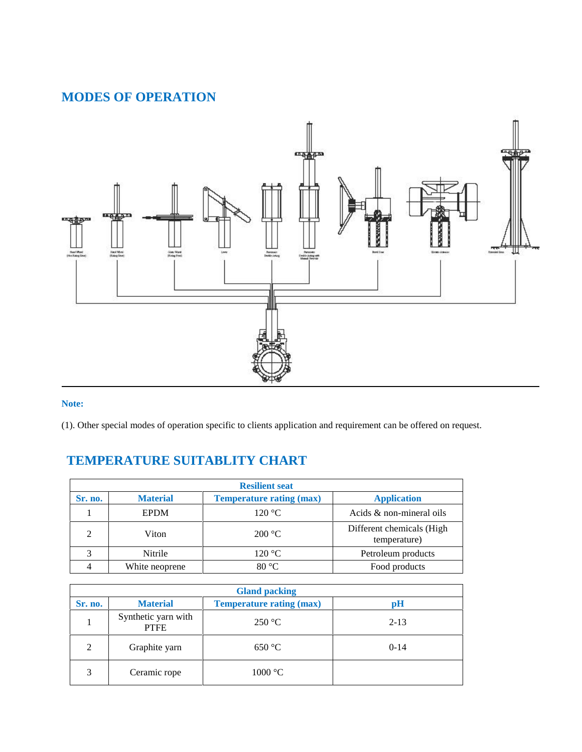## MODES OF OPERATION

**Note:**

(1). Other special modes of operation specific to clients application and requirement can be offered on request.

## TEMPERATURE SUITABLITY CHART

| Resilient seat | | | |
|---|---|---|---|
| **Sr. no.** | **Material** | **Temperature rating (max)** | **Application** |
| 1 | EPDM | 120 °C | Acids & non-mineral oils |
| 2 | Viton | 200 °C | Different chemicals (High temperature) |
| 3 | Nitrile | 120 °C | Petroleum products |
| 4 | White neoprene | 80 °C | Food products |

| Gland packing | | | |
|---|---|---|---|
| **Sr. no.** | **Material** | **Temperature rating (max)** | **pH** |
| 1 | Synthetic yarn with PTFE | 250 °C | 2-13 |
| 2 | Graphite yarn | 650 °C | 0-14 |
| 3 | Ceramic rope | 1000 °C | |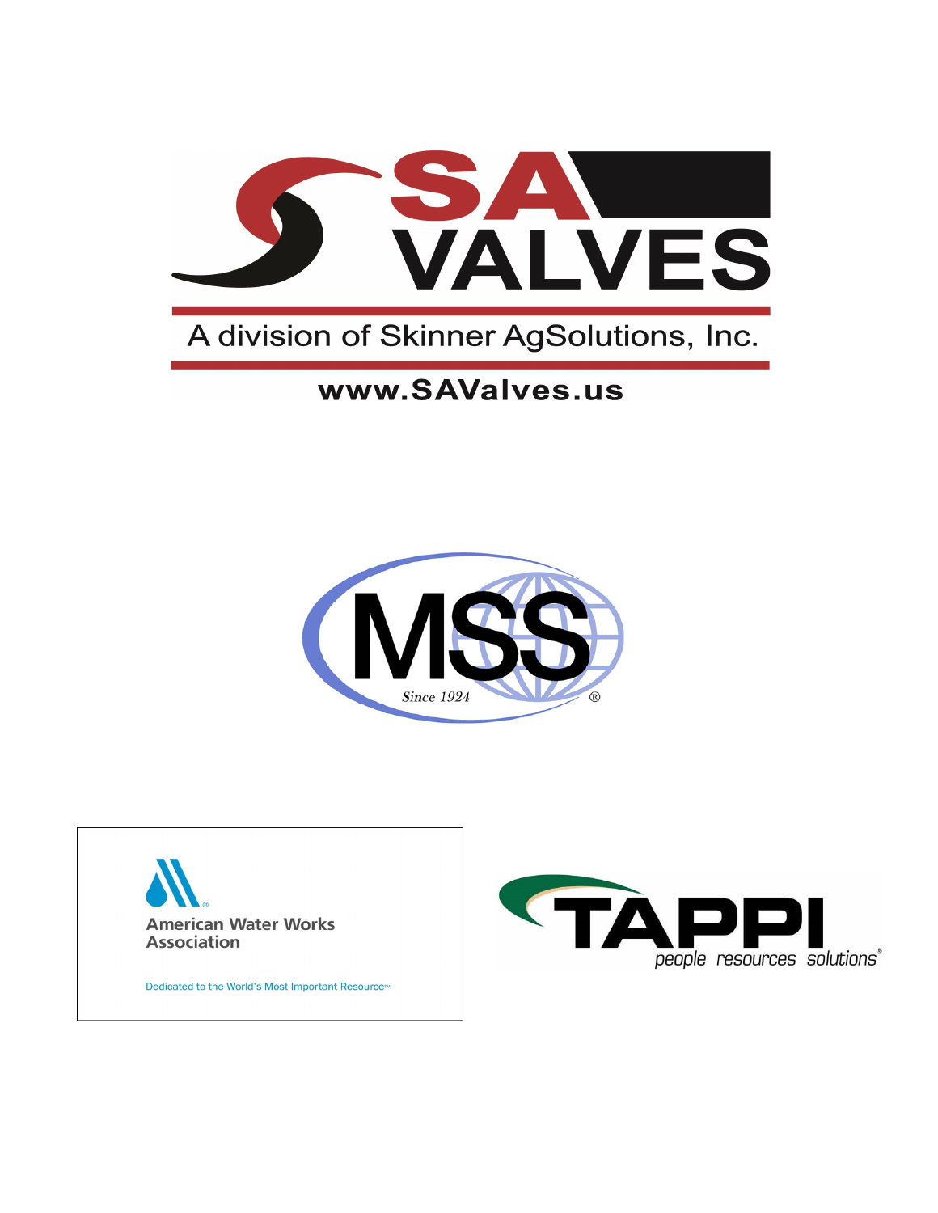SA VALVES

A division of Skinner AgSolutions, Inc.

www.SAValves.us

MSS

Since 1924

American Water Works Association

Dedicated to the World's Most Important Resource™

TAPPI

people resources solutions®